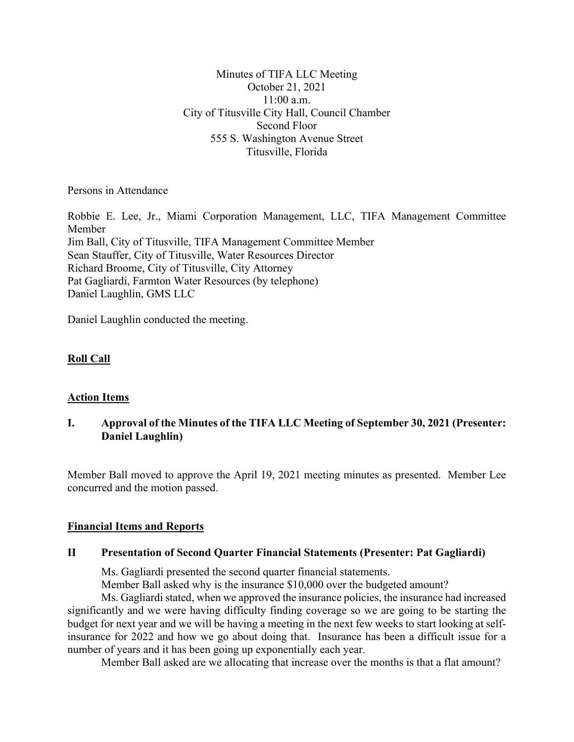Minutes of TIFA LLC Meeting
October 21, 2021
11:00 a.m.
City of Titusville City Hall, Council Chamber
Second Floor
555 S. Washington Avenue Street
Titusville, Florida

Persons in Attendance

Robbie E. Lee, Jr., Miami Corporation Management, LLC, TIFA Management Committee Member
Jim Ball, City of Titusville, TIFA Management Committee Member
Sean Stauffer, City of Titusville, Water Resources Director
Richard Broome, City of Titusville, City Attorney
Pat Gagliardi, Farmton Water Resources (by telephone)
Daniel Laughlin, GMS LLC

Daniel Laughlin conducted the meeting.

**Roll Call**

**Action Items**

**I. Approval of the Minutes of the TIFA LLC Meeting of September 30, 2021 (Presenter: Daniel Laughlin)**

Member Ball moved to approve the April 19, 2021 meeting minutes as presented. Member Lee concurred and the motion passed.

**Financial Items and Reports**

**II Presentation of Second Quarter Financial Statements (Presenter: Pat Gagliardi)**

Ms. Gagliardi presented the second quarter financial statements.

Member Ball asked why is the insurance $10,000 over the budgeted amount?

Ms. Gagliardi stated, when we approved the insurance policies, the insurance had increased significantly and we were having difficulty finding coverage so we are going to be starting the budget for next year and we will be having a meeting in the next few weeks to start looking at self-insurance for 2022 and how we go about doing that. Insurance has been a difficult issue for a number of years and it has been going up exponentially each year.

Member Ball asked are we allocating that increase over the months is that a flat amount?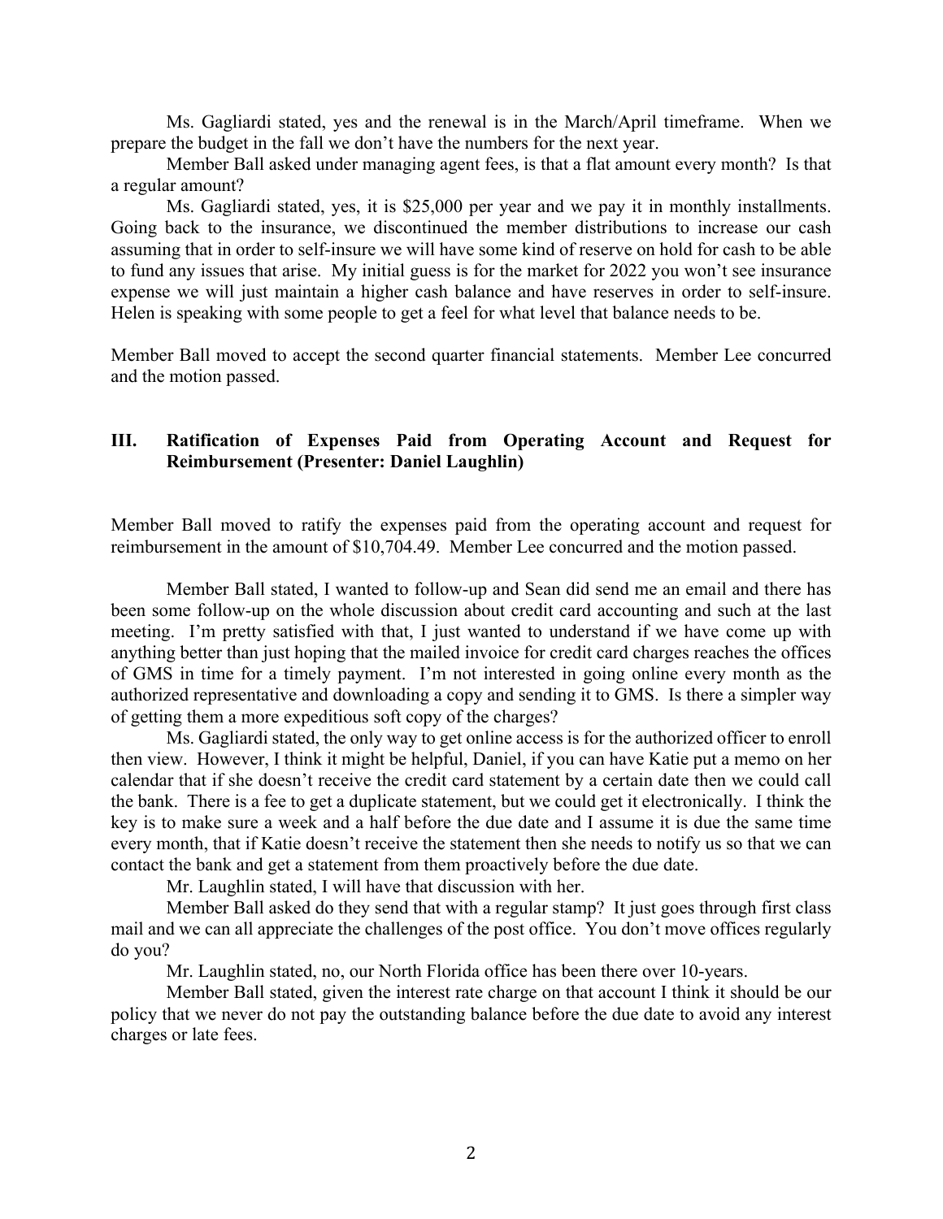Ms. Gagliardi stated, yes and the renewal is in the March/April timeframe. When we prepare the budget in the fall we don't have the numbers for the next year.

Member Ball asked under managing agent fees, is that a flat amount every month? Is that a regular amount?

Ms. Gagliardi stated, yes, it is $25,000 per year and we pay it in monthly installments. Going back to the insurance, we discontinued the member distributions to increase our cash assuming that in order to self-insure we will have some kind of reserve on hold for cash to be able to fund any issues that arise. My initial guess is for the market for 2022 you won't see insurance expense we will just maintain a higher cash balance and have reserves in order to self-insure. Helen is speaking with some people to get a feel for what level that balance needs to be.

Member Ball moved to accept the second quarter financial statements. Member Lee concurred and the motion passed.

## III. Ratification of Expenses Paid from Operating Account and Request for Reimbursement (Presenter: Daniel Laughlin)

Member Ball moved to ratify the expenses paid from the operating account and request for reimbursement in the amount of $10,704.49. Member Lee concurred and the motion passed.

Member Ball stated, I wanted to follow-up and Sean did send me an email and there has been some follow-up on the whole discussion about credit card accounting and such at the last meeting. I'm pretty satisfied with that, I just wanted to understand if we have come up with anything better than just hoping that the mailed invoice for credit card charges reaches the offices of GMS in time for a timely payment. I'm not interested in going online every month as the authorized representative and downloading a copy and sending it to GMS. Is there a simpler way of getting them a more expeditious soft copy of the charges?

Ms. Gagliardi stated, the only way to get online access is for the authorized officer to enroll then view. However, I think it might be helpful, Daniel, if you can have Katie put a memo on her calendar that if she doesn't receive the credit card statement by a certain date then we could call the bank. There is a fee to get a duplicate statement, but we could get it electronically. I think the key is to make sure a week and a half before the due date and I assume it is due the same time every month, that if Katie doesn't receive the statement then she needs to notify us so that we can contact the bank and get a statement from them proactively before the due date.

Mr. Laughlin stated, I will have that discussion with her.

Member Ball asked do they send that with a regular stamp? It just goes through first class mail and we can all appreciate the challenges of the post office. You don't move offices regularly do you?

Mr. Laughlin stated, no, our North Florida office has been there over 10-years.

Member Ball stated, given the interest rate charge on that account I think it should be our policy that we never do not pay the outstanding balance before the due date to avoid any interest charges or late fees.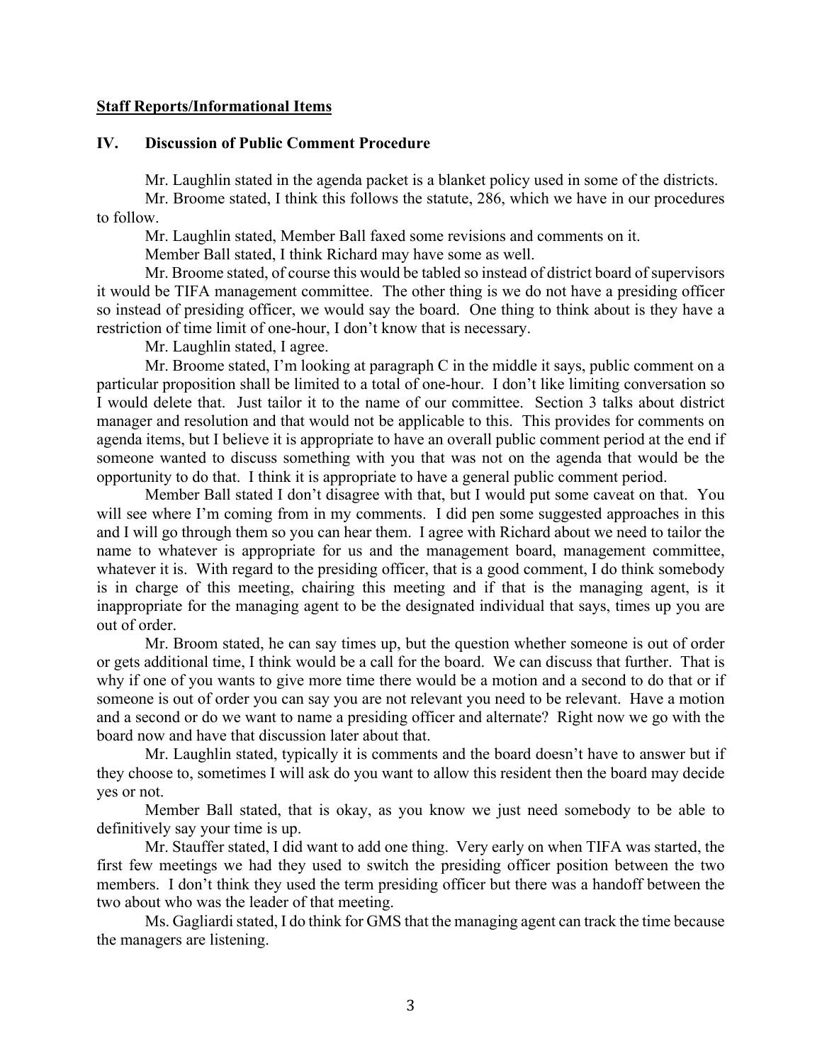**Staff Reports/Informational Items**

## IV. Discussion of Public Comment Procedure

Mr. Laughlin stated in the agenda packet is a blanket policy used in some of the districts.

Mr. Broome stated, I think this follows the statute, 286, which we have in our procedures to follow.

Mr. Laughlin stated, Member Ball faxed some revisions and comments on it.

Member Ball stated, I think Richard may have some as well.

Mr. Broome stated, of course this would be tabled so instead of district board of supervisors it would be TIFA management committee. The other thing is we do not have a presiding officer so instead of presiding officer, we would say the board. One thing to think about is they have a restriction of time limit of one-hour, I don't know that is necessary.

Mr. Laughlin stated, I agree.

Mr. Broome stated, I'm looking at paragraph C in the middle it says, public comment on a particular proposition shall be limited to a total of one-hour. I don't like limiting conversation so I would delete that. Just tailor it to the name of our committee. Section 3 talks about district manager and resolution and that would not be applicable to this. This provides for comments on agenda items, but I believe it is appropriate to have an overall public comment period at the end if someone wanted to discuss something with you that was not on the agenda that would be the opportunity to do that. I think it is appropriate to have a general public comment period.

Member Ball stated I don't disagree with that, but I would put some caveat on that. You will see where I'm coming from in my comments. I did pen some suggested approaches in this and I will go through them so you can hear them. I agree with Richard about we need to tailor the name to whatever is appropriate for us and the management board, management committee, whatever it is. With regard to the presiding officer, that is a good comment, I do think somebody is in charge of this meeting, chairing this meeting and if that is the managing agent, is it inappropriate for the managing agent to be the designated individual that says, times up you are out of order.

Mr. Broom stated, he can say times up, but the question whether someone is out of order or gets additional time, I think would be a call for the board. We can discuss that further. That is why if one of you wants to give more time there would be a motion and a second to do that or if someone is out of order you can say you are not relevant you need to be relevant. Have a motion and a second or do we want to name a presiding officer and alternate? Right now we go with the board now and have that discussion later about that.

Mr. Laughlin stated, typically it is comments and the board doesn't have to answer but if they choose to, sometimes I will ask do you want to allow this resident then the board may decide yes or not.

Member Ball stated, that is okay, as you know we just need somebody to be able to definitively say your time is up.

Mr. Stauffer stated, I did want to add one thing. Very early on when TIFA was started, the first few meetings we had they used to switch the presiding officer position between the two members. I don't think they used the term presiding officer but there was a handoff between the two about who was the leader of that meeting.

Ms. Gagliardi stated, I do think for GMS that the managing agent can track the time because the managers are listening.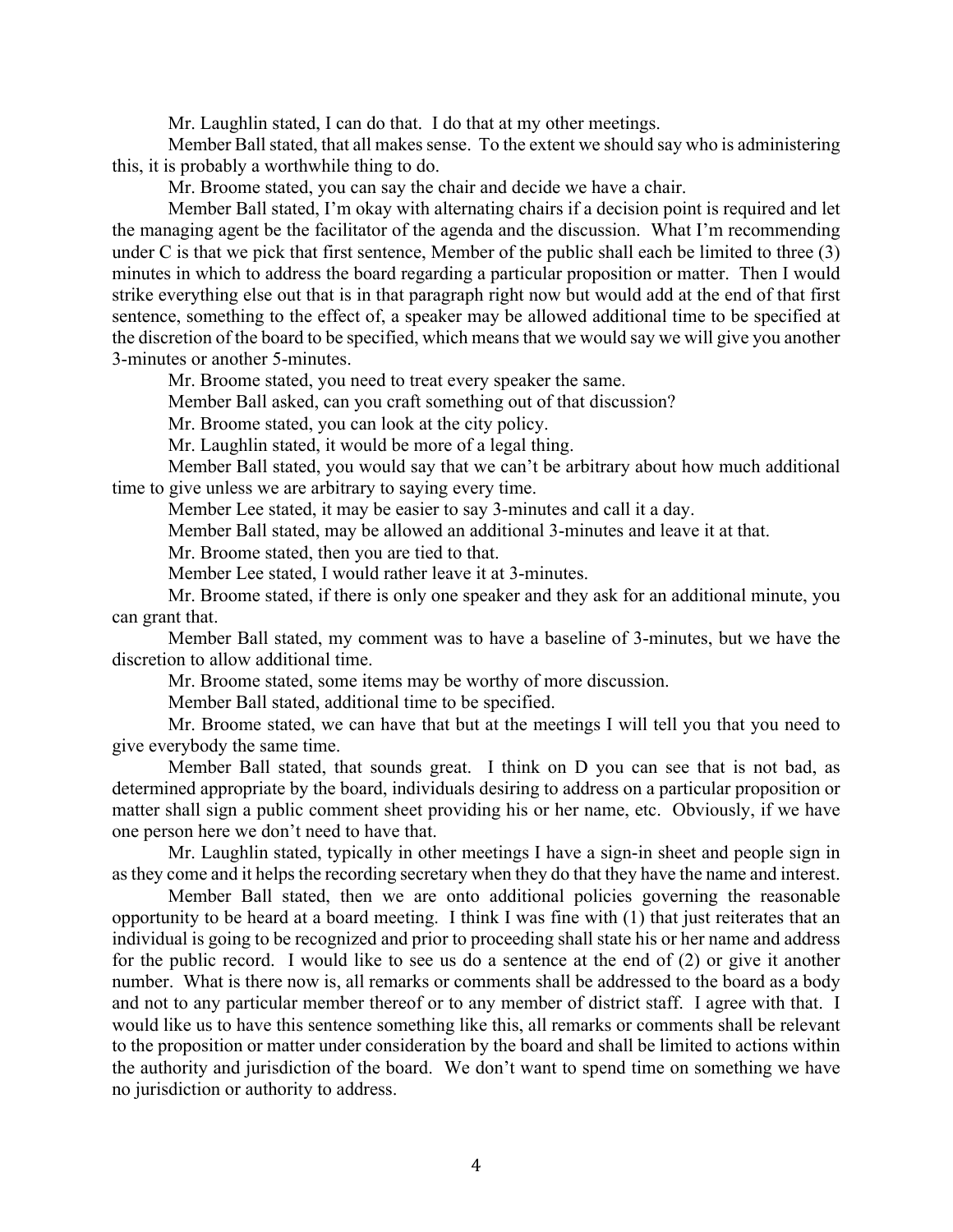Mr. Laughlin stated, I can do that. I do that at my other meetings.

Member Ball stated, that all makes sense. To the extent we should say who is administering this, it is probably a worthwhile thing to do.

Mr. Broome stated, you can say the chair and decide we have a chair.

Member Ball stated, I'm okay with alternating chairs if a decision point is required and let the managing agent be the facilitator of the agenda and the discussion. What I'm recommending under C is that we pick that first sentence, Member of the public shall each be limited to three (3) minutes in which to address the board regarding a particular proposition or matter. Then I would strike everything else out that is in that paragraph right now but would add at the end of that first sentence, something to the effect of, a speaker may be allowed additional time to be specified at the discretion of the board to be specified, which means that we would say we will give you another 3-minutes or another 5-minutes.

Mr. Broome stated, you need to treat every speaker the same.

Member Ball asked, can you craft something out of that discussion?

Mr. Broome stated, you can look at the city policy.

Mr. Laughlin stated, it would be more of a legal thing.

Member Ball stated, you would say that we can't be arbitrary about how much additional time to give unless we are arbitrary to saying every time.

Member Lee stated, it may be easier to say 3-minutes and call it a day.

Member Ball stated, may be allowed an additional 3-minutes and leave it at that.

Mr. Broome stated, then you are tied to that.

Member Lee stated, I would rather leave it at 3-minutes.

Mr. Broome stated, if there is only one speaker and they ask for an additional minute, you can grant that.

Member Ball stated, my comment was to have a baseline of 3-minutes, but we have the discretion to allow additional time.

Mr. Broome stated, some items may be worthy of more discussion.

Member Ball stated, additional time to be specified.

Mr. Broome stated, we can have that but at the meetings I will tell you that you need to give everybody the same time.

Member Ball stated, that sounds great. I think on D you can see that is not bad, as determined appropriate by the board, individuals desiring to address on a particular proposition or matter shall sign a public comment sheet providing his or her name, etc. Obviously, if we have one person here we don't need to have that.

Mr. Laughlin stated, typically in other meetings I have a sign-in sheet and people sign in as they come and it helps the recording secretary when they do that they have the name and interest.

Member Ball stated, then we are onto additional policies governing the reasonable opportunity to be heard at a board meeting. I think I was fine with (1) that just reiterates that an individual is going to be recognized and prior to proceeding shall state his or her name and address for the public record. I would like to see us do a sentence at the end of (2) or give it another number. What is there now is, all remarks or comments shall be addressed to the board as a body and not to any particular member thereof or to any member of district staff. I agree with that. I would like us to have this sentence something like this, all remarks or comments shall be relevant to the proposition or matter under consideration by the board and shall be limited to actions within the authority and jurisdiction of the board. We don't want to spend time on something we have no jurisdiction or authority to address.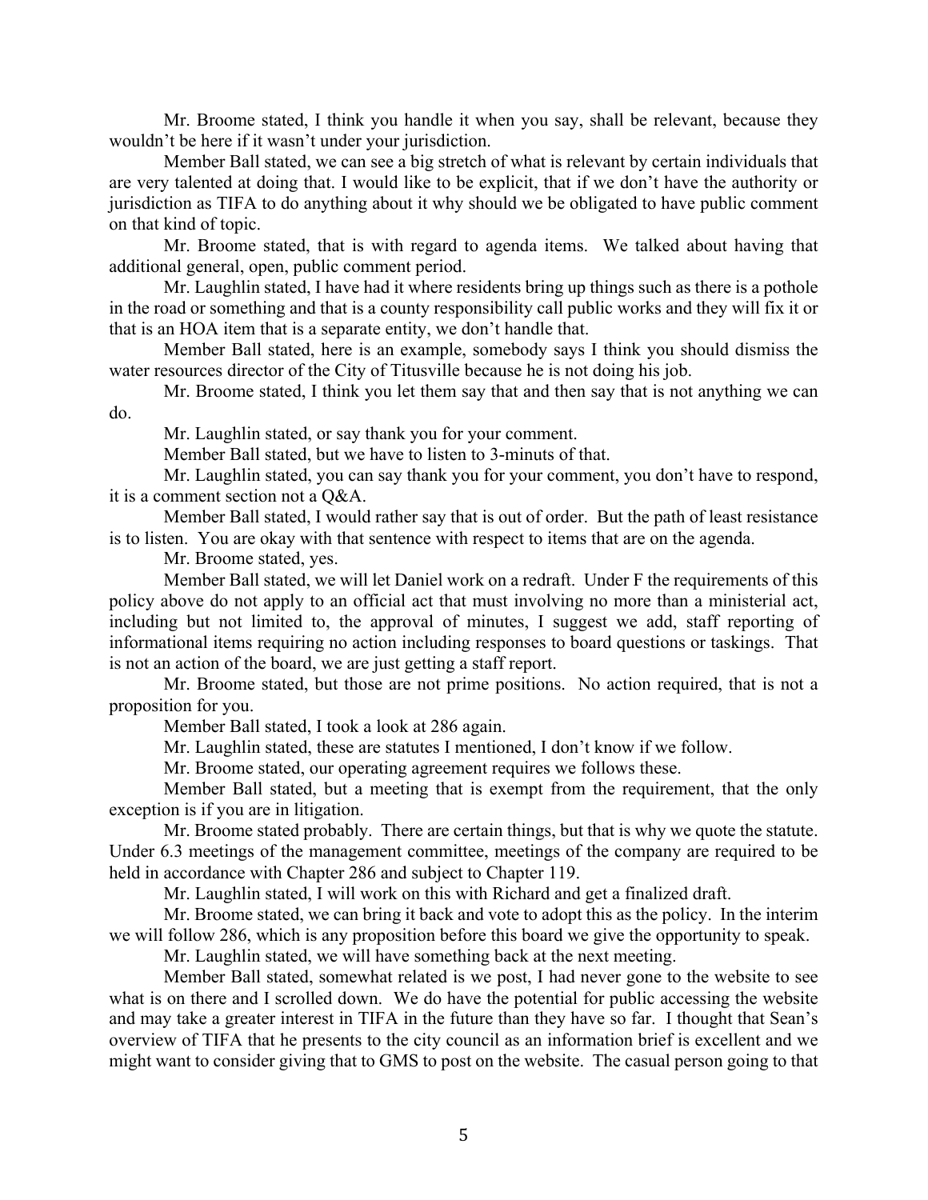Mr. Broome stated, I think you handle it when you say, shall be relevant, because they wouldn't be here if it wasn't under your jurisdiction.

Member Ball stated, we can see a big stretch of what is relevant by certain individuals that are very talented at doing that. I would like to be explicit, that if we don't have the authority or jurisdiction as TIFA to do anything about it why should we be obligated to have public comment on that kind of topic.

Mr. Broome stated, that is with regard to agenda items. We talked about having that additional general, open, public comment period.

Mr. Laughlin stated, I have had it where residents bring up things such as there is a pothole in the road or something and that is a county responsibility call public works and they will fix it or that is an HOA item that is a separate entity, we don't handle that.

Member Ball stated, here is an example, somebody says I think you should dismiss the water resources director of the City of Titusville because he is not doing his job.

Mr. Broome stated, I think you let them say that and then say that is not anything we can do.

Mr. Laughlin stated, or say thank you for your comment.

Member Ball stated, but we have to listen to 3-minuts of that.

Mr. Laughlin stated, you can say thank you for your comment, you don't have to respond, it is a comment section not a Q&A.

Member Ball stated, I would rather say that is out of order. But the path of least resistance is to listen. You are okay with that sentence with respect to items that are on the agenda.

Mr. Broome stated, yes.

Member Ball stated, we will let Daniel work on a redraft. Under F the requirements of this policy above do not apply to an official act that must involving no more than a ministerial act, including but not limited to, the approval of minutes, I suggest we add, staff reporting of informational items requiring no action including responses to board questions or taskings. That is not an action of the board, we are just getting a staff report.

Mr. Broome stated, but those are not prime positions. No action required, that is not a proposition for you.

Member Ball stated, I took a look at 286 again.

Mr. Laughlin stated, these are statutes I mentioned, I don't know if we follow.

Mr. Broome stated, our operating agreement requires we follows these.

Member Ball stated, but a meeting that is exempt from the requirement, that the only exception is if you are in litigation.

Mr. Broome stated probably. There are certain things, but that is why we quote the statute. Under 6.3 meetings of the management committee, meetings of the company are required to be held in accordance with Chapter 286 and subject to Chapter 119.

Mr. Laughlin stated, I will work on this with Richard and get a finalized draft.

Mr. Broome stated, we can bring it back and vote to adopt this as the policy. In the interim we will follow 286, which is any proposition before this board we give the opportunity to speak.

Mr. Laughlin stated, we will have something back at the next meeting.

Member Ball stated, somewhat related is we post, I had never gone to the website to see what is on there and I scrolled down. We do have the potential for public accessing the website and may take a greater interest in TIFA in the future than they have so far. I thought that Sean's overview of TIFA that he presents to the city council as an information brief is excellent and we might want to consider giving that to GMS to post on the website. The casual person going to that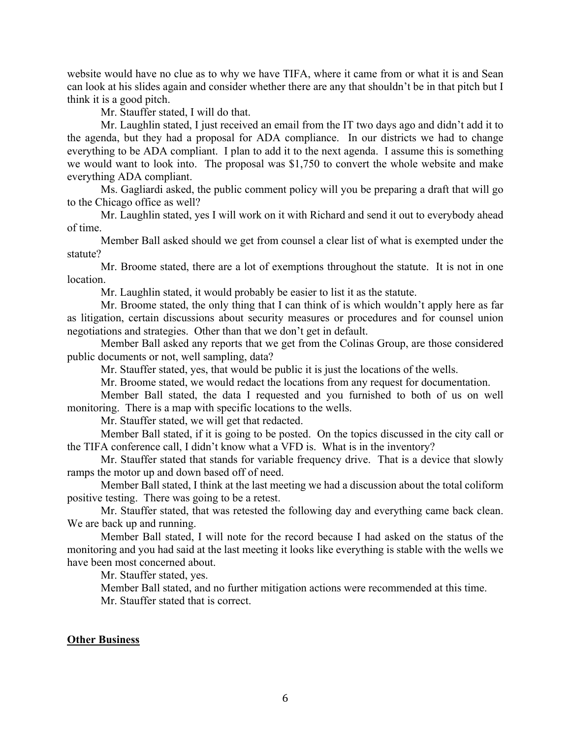website would have no clue as to why we have TIFA, where it came from or what it is and Sean can look at his slides again and consider whether there are any that shouldn't be in that pitch but I think it is a good pitch.

Mr. Stauffer stated, I will do that.

Mr. Laughlin stated, I just received an email from the IT two days ago and didn't add it to the agenda, but they had a proposal for ADA compliance. In our districts we had to change everything to be ADA compliant. I plan to add it to the next agenda. I assume this is something we would want to look into. The proposal was $1,750 to convert the whole website and make everything ADA compliant.

Ms. Gagliardi asked, the public comment policy will you be preparing a draft that will go to the Chicago office as well?

Mr. Laughlin stated, yes I will work on it with Richard and send it out to everybody ahead of time.

Member Ball asked should we get from counsel a clear list of what is exempted under the statute?

Mr. Broome stated, there are a lot of exemptions throughout the statute. It is not in one location.

Mr. Laughlin stated, it would probably be easier to list it as the statute.

Mr. Broome stated, the only thing that I can think of is which wouldn't apply here as far as litigation, certain discussions about security measures or procedures and for counsel union negotiations and strategies. Other than that we don't get in default.

Member Ball asked any reports that we get from the Colinas Group, are those considered public documents or not, well sampling, data?

Mr. Stauffer stated, yes, that would be public it is just the locations of the wells.

Mr. Broome stated, we would redact the locations from any request for documentation.

Member Ball stated, the data I requested and you furnished to both of us on well monitoring. There is a map with specific locations to the wells.

Mr. Stauffer stated, we will get that redacted.

Member Ball stated, if it is going to be posted. On the topics discussed in the city call or the TIFA conference call, I didn't know what a VFD is. What is in the inventory?

Mr. Stauffer stated that stands for variable frequency drive. That is a device that slowly ramps the motor up and down based off of need.

Member Ball stated, I think at the last meeting we had a discussion about the total coliform positive testing. There was going to be a retest.

Mr. Stauffer stated, that was retested the following day and everything came back clean. We are back up and running.

Member Ball stated, I will note for the record because I had asked on the status of the monitoring and you had said at the last meeting it looks like everything is stable with the wells we have been most concerned about.

Mr. Stauffer stated, yes.

Member Ball stated, and no further mitigation actions were recommended at this time.

Mr. Stauffer stated that is correct.

**Other Business**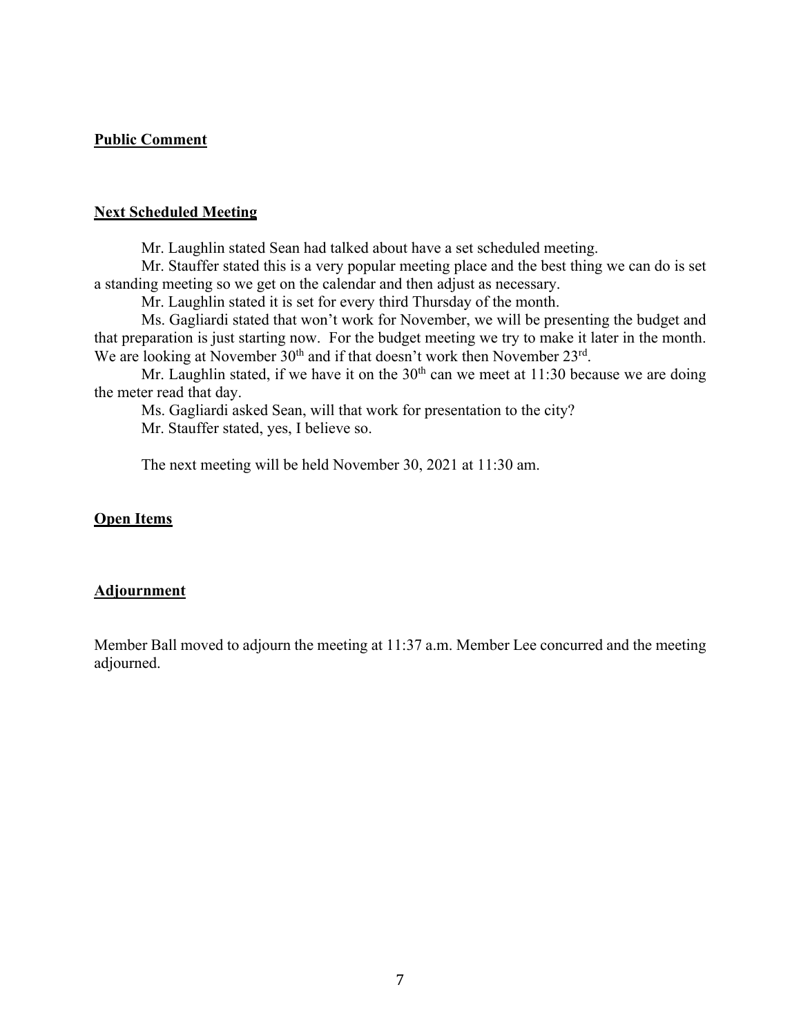**Public Comment**

**Next Scheduled Meeting**

Mr. Laughlin stated Sean had talked about have a set scheduled meeting.

Mr. Stauffer stated this is a very popular meeting place and the best thing we can do is set a standing meeting so we get on the calendar and then adjust as necessary.

Mr. Laughlin stated it is set for every third Thursday of the month.

Ms. Gagliardi stated that won't work for November, we will be presenting the budget and that preparation is just starting now. For the budget meeting we try to make it later in the month. We are looking at November 30th and if that doesn't work then November 23rd.

Mr. Laughlin stated, if we have it on the 30th can we meet at 11:30 because we are doing the meter read that day.

Ms. Gagliardi asked Sean, will that work for presentation to the city?

Mr. Stauffer stated, yes, I believe so.

The next meeting will be held November 30, 2021 at 11:30 am.

**Open Items**

**Adjournment**

Member Ball moved to adjourn the meeting at 11:37 a.m. Member Lee concurred and the meeting adjourned.